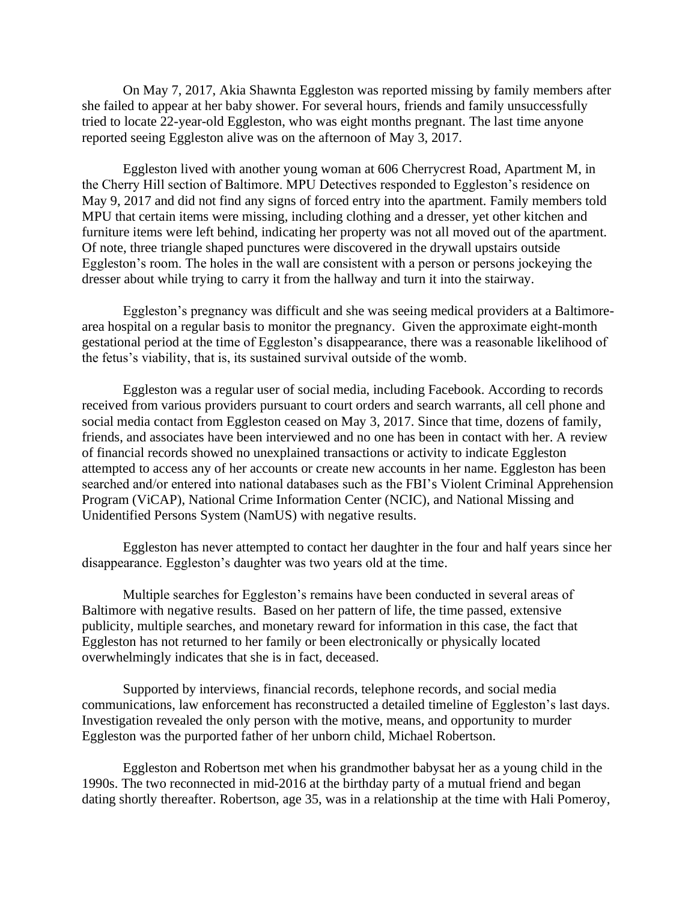On May 7, 2017, Akia Shawnta Eggleston was reported missing by family members after she failed to appear at her baby shower. For several hours, friends and family unsuccessfully tried to locate 22-year-old Eggleston, who was eight months pregnant. The last time anyone reported seeing Eggleston alive was on the afternoon of May 3, 2017.

Eggleston lived with another young woman at 606 Cherrycrest Road, Apartment M, in the Cherry Hill section of Baltimore. MPU Detectives responded to Eggleston's residence on May 9, 2017 and did not find any signs of forced entry into the apartment. Family members told MPU that certain items were missing, including clothing and a dresser, yet other kitchen and furniture items were left behind, indicating her property was not all moved out of the apartment. Of note, three triangle shaped punctures were discovered in the drywall upstairs outside Eggleston's room. The holes in the wall are consistent with a person or persons jockeying the dresser about while trying to carry it from the hallway and turn it into the stairway.

Eggleston's pregnancy was difficult and she was seeing medical providers at a Baltimore-area hospital on a regular basis to monitor the pregnancy. Given the approximate eight-month gestational period at the time of Eggleston's disappearance, there was a reasonable likelihood of the fetus's viability, that is, its sustained survival outside of the womb.

Eggleston was a regular user of social media, including Facebook. According to records received from various providers pursuant to court orders and search warrants, all cell phone and social media contact from Eggleston ceased on May 3, 2017. Since that time, dozens of family, friends, and associates have been interviewed and no one has been in contact with her. A review of financial records showed no unexplained transactions or activity to indicate Eggleston attempted to access any of her accounts or create new accounts in her name. Eggleston has been searched and/or entered into national databases such as the FBI's Violent Criminal Apprehension Program (ViCAP), National Crime Information Center (NCIC), and National Missing and Unidentified Persons System (NamUS) with negative results.

Eggleston has never attempted to contact her daughter in the four and half years since her disappearance. Eggleston's daughter was two years old at the time.

Multiple searches for Eggleston's remains have been conducted in several areas of Baltimore with negative results. Based on her pattern of life, the time passed, extensive publicity, multiple searches, and monetary reward for information in this case, the fact that Eggleston has not returned to her family or been electronically or physically located overwhelmingly indicates that she is in fact, deceased.

Supported by interviews, financial records, telephone records, and social media communications, law enforcement has reconstructed a detailed timeline of Eggleston's last days. Investigation revealed the only person with the motive, means, and opportunity to murder Eggleston was the purported father of her unborn child, Michael Robertson.

Eggleston and Robertson met when his grandmother babysat her as a young child in the 1990s. The two reconnected in mid-2016 at the birthday party of a mutual friend and began dating shortly thereafter. Robertson, age 35, was in a relationship at the time with Hali Pomeroy,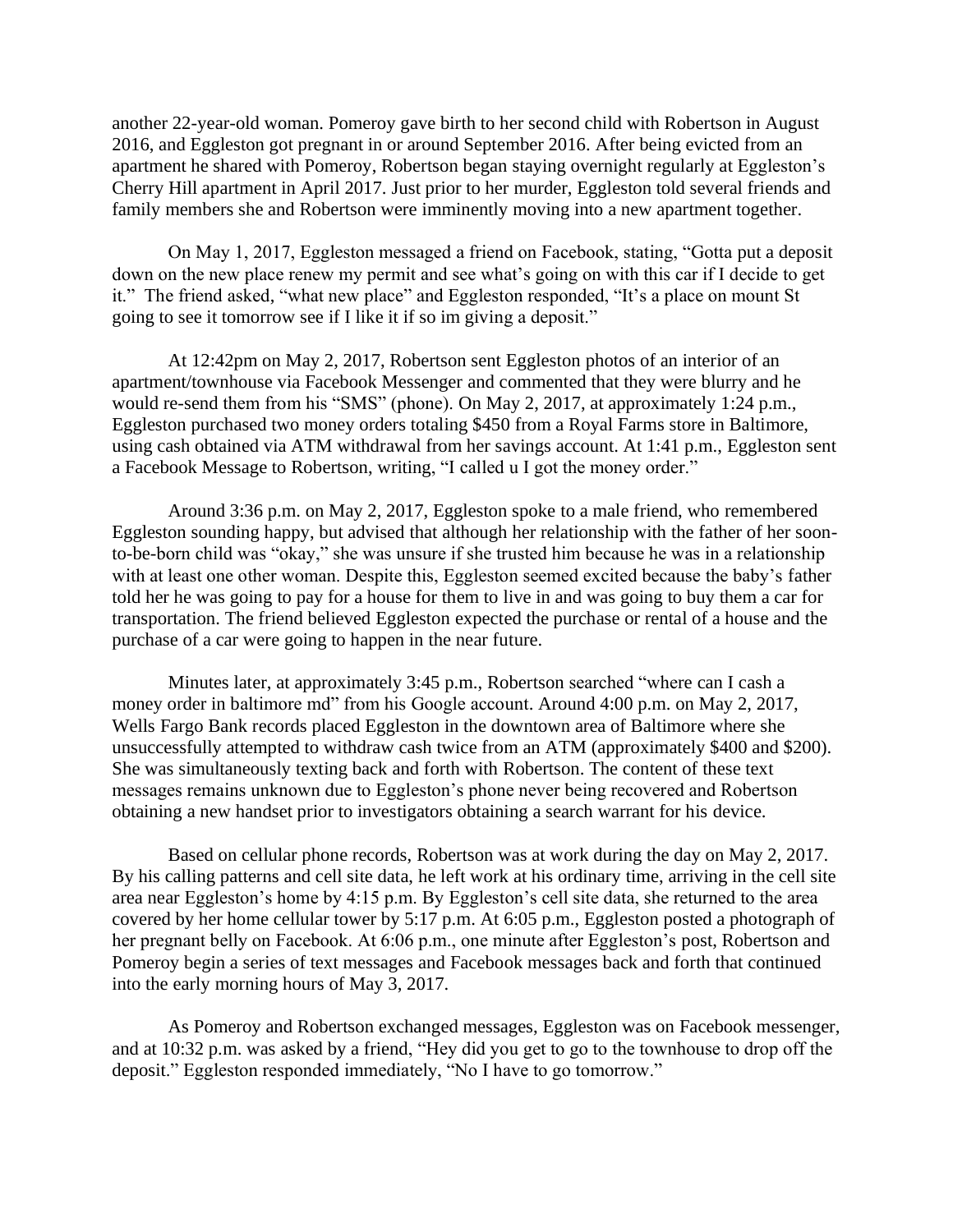another 22-year-old woman. Pomeroy gave birth to her second child with Robertson in August 2016, and Eggleston got pregnant in or around September 2016. After being evicted from an apartment he shared with Pomeroy, Robertson began staying overnight regularly at Eggleston's Cherry Hill apartment in April 2017. Just prior to her murder, Eggleston told several friends and family members she and Robertson were imminently moving into a new apartment together.

On May 1, 2017, Eggleston messaged a friend on Facebook, stating, "Gotta put a deposit down on the new place renew my permit and see what's going on with this car if I decide to get it." The friend asked, "what new place" and Eggleston responded, "It's a place on mount St going to see it tomorrow see if I like it if so im giving a deposit."

At 12:42pm on May 2, 2017, Robertson sent Eggleston photos of an interior of an apartment/townhouse via Facebook Messenger and commented that they were blurry and he would re-send them from his "SMS" (phone). On May 2, 2017, at approximately 1:24 p.m., Eggleston purchased two money orders totaling $450 from a Royal Farms store in Baltimore, using cash obtained via ATM withdrawal from her savings account. At 1:41 p.m., Eggleston sent a Facebook Message to Robertson, writing, "I called u I got the money order."

Around 3:36 p.m. on May 2, 2017, Eggleston spoke to a male friend, who remembered Eggleston sounding happy, but advised that although her relationship with the father of her soon-to-be-born child was "okay," she was unsure if she trusted him because he was in a relationship with at least one other woman. Despite this, Eggleston seemed excited because the baby's father told her he was going to pay for a house for them to live in and was going to buy them a car for transportation. The friend believed Eggleston expected the purchase or rental of a house and the purchase of a car were going to happen in the near future.

Minutes later, at approximately 3:45 p.m., Robertson searched "where can I cash a money order in baltimore md" from his Google account. Around 4:00 p.m. on May 2, 2017, Wells Fargo Bank records placed Eggleston in the downtown area of Baltimore where she unsuccessfully attempted to withdraw cash twice from an ATM (approximately $400 and $200). She was simultaneously texting back and forth with Robertson. The content of these text messages remains unknown due to Eggleston's phone never being recovered and Robertson obtaining a new handset prior to investigators obtaining a search warrant for his device.

Based on cellular phone records, Robertson was at work during the day on May 2, 2017. By his calling patterns and cell site data, he left work at his ordinary time, arriving in the cell site area near Eggleston's home by 4:15 p.m. By Eggleston's cell site data, she returned to the area covered by her home cellular tower by 5:17 p.m. At 6:05 p.m., Eggleston posted a photograph of her pregnant belly on Facebook. At 6:06 p.m., one minute after Eggleston's post, Robertson and Pomeroy begin a series of text messages and Facebook messages back and forth that continued into the early morning hours of May 3, 2017.

As Pomeroy and Robertson exchanged messages, Eggleston was on Facebook messenger, and at 10:32 p.m. was asked by a friend, "Hey did you get to go to the townhouse to drop off the deposit." Eggleston responded immediately, "No I have to go tomorrow."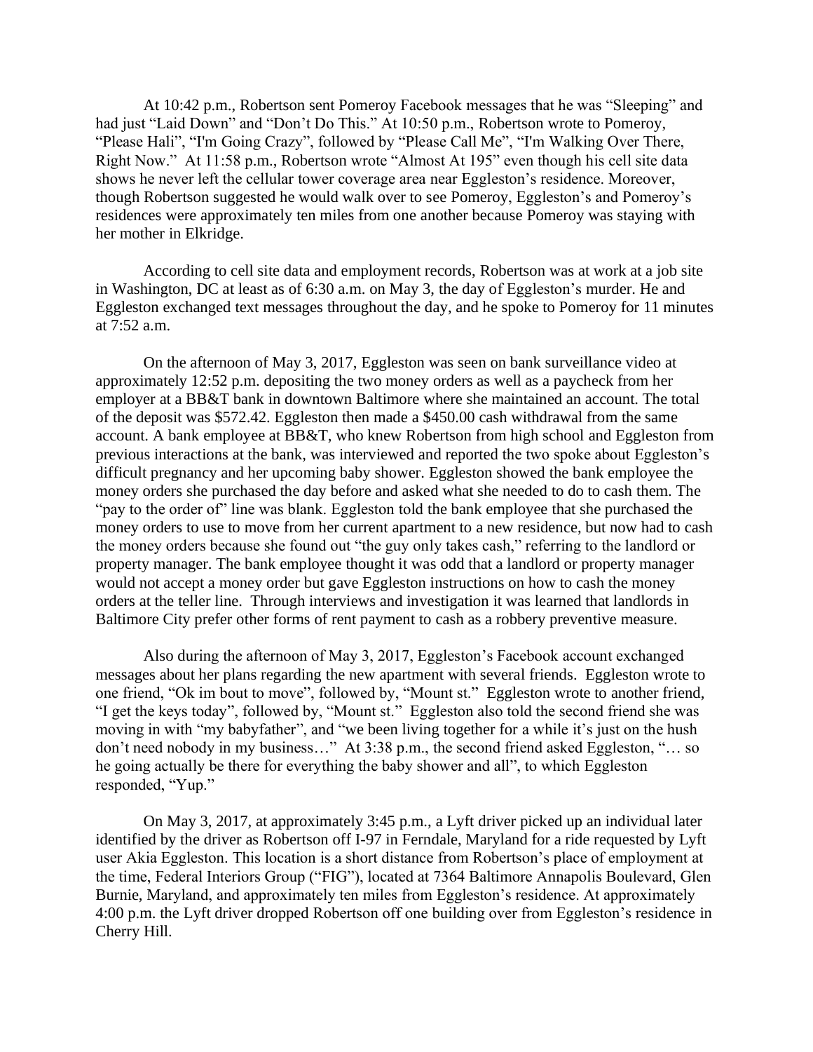At 10:42 p.m., Robertson sent Pomeroy Facebook messages that he was "Sleeping" and had just "Laid Down" and "Don't Do This." At 10:50 p.m., Robertson wrote to Pomeroy, "Please Hali", "I'm Going Crazy", followed by "Please Call Me", "I'm Walking Over There, Right Now." At 11:58 p.m., Robertson wrote "Almost At 195" even though his cell site data shows he never left the cellular tower coverage area near Eggleston's residence. Moreover, though Robertson suggested he would walk over to see Pomeroy, Eggleston's and Pomeroy's residences were approximately ten miles from one another because Pomeroy was staying with her mother in Elkridge.

According to cell site data and employment records, Robertson was at work at a job site in Washington, DC at least as of 6:30 a.m. on May 3, the day of Eggleston's murder. He and Eggleston exchanged text messages throughout the day, and he spoke to Pomeroy for 11 minutes at 7:52 a.m.

On the afternoon of May 3, 2017, Eggleston was seen on bank surveillance video at approximately 12:52 p.m. depositing the two money orders as well as a paycheck from her employer at a BB&T bank in downtown Baltimore where she maintained an account. The total of the deposit was $572.42. Eggleston then made a $450.00 cash withdrawal from the same account. A bank employee at BB&T, who knew Robertson from high school and Eggleston from previous interactions at the bank, was interviewed and reported the two spoke about Eggleston's difficult pregnancy and her upcoming baby shower. Eggleston showed the bank employee the money orders she purchased the day before and asked what she needed to do to cash them. The "pay to the order of" line was blank. Eggleston told the bank employee that she purchased the money orders to use to move from her current apartment to a new residence, but now had to cash the money orders because she found out "the guy only takes cash," referring to the landlord or property manager. The bank employee thought it was odd that a landlord or property manager would not accept a money order but gave Eggleston instructions on how to cash the money orders at the teller line. Through interviews and investigation it was learned that landlords in Baltimore City prefer other forms of rent payment to cash as a robbery preventive measure.

Also during the afternoon of May 3, 2017, Eggleston's Facebook account exchanged messages about her plans regarding the new apartment with several friends. Eggleston wrote to one friend, "Ok im bout to move", followed by, "Mount st." Eggleston wrote to another friend, "I get the keys today", followed by, "Mount st." Eggleston also told the second friend she was moving in with "my babyfather", and "we been living together for a while it's just on the hush don't need nobody in my business…" At 3:38 p.m., the second friend asked Eggleston, "… so he going actually be there for everything the baby shower and all", to which Eggleston responded, "Yup."

On May 3, 2017, at approximately 3:45 p.m., a Lyft driver picked up an individual later identified by the driver as Robertson off I-97 in Ferndale, Maryland for a ride requested by Lyft user Akia Eggleston. This location is a short distance from Robertson's place of employment at the time, Federal Interiors Group ("FIG"), located at 7364 Baltimore Annapolis Boulevard, Glen Burnie, Maryland, and approximately ten miles from Eggleston's residence. At approximately 4:00 p.m. the Lyft driver dropped Robertson off one building over from Eggleston's residence in Cherry Hill.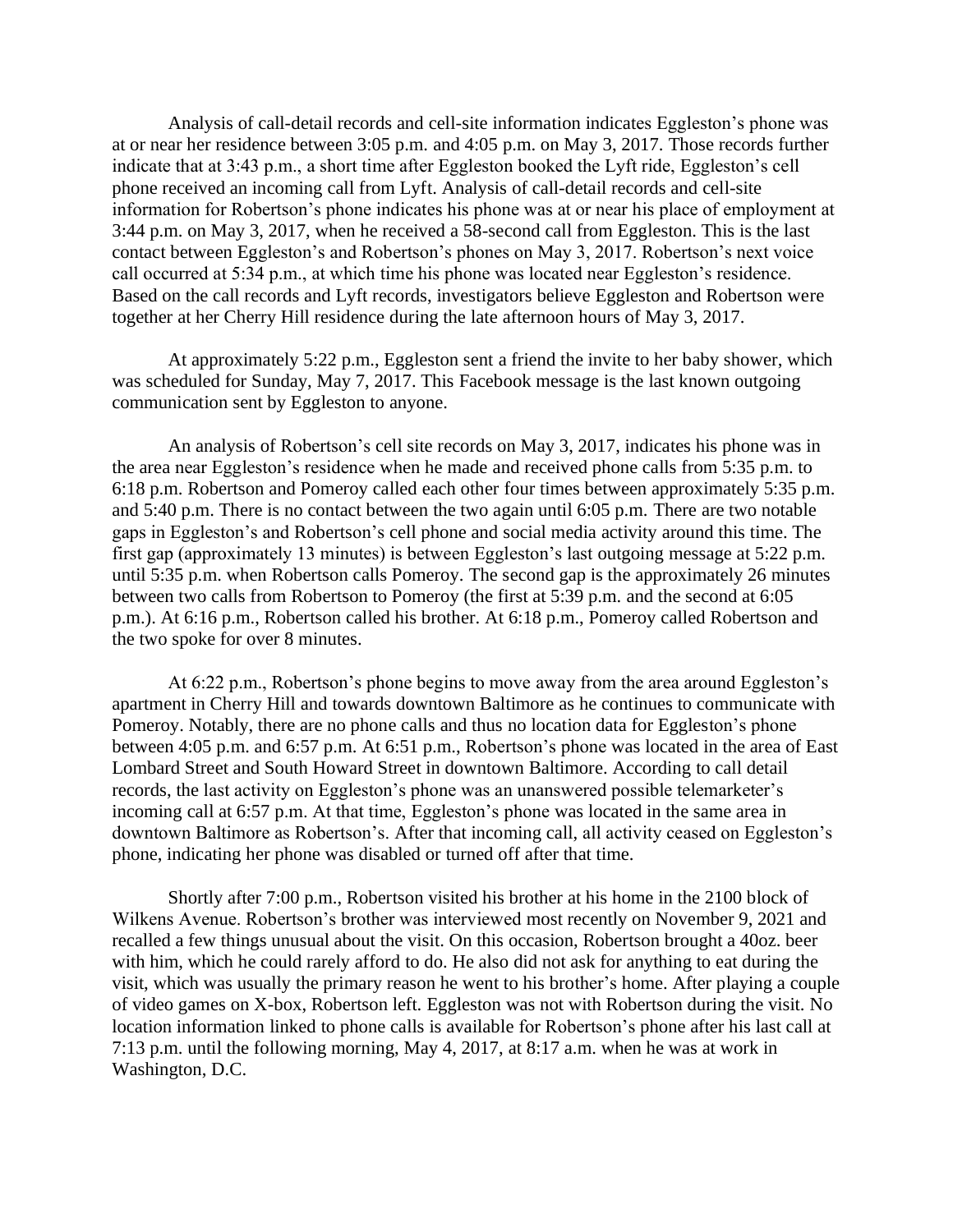Analysis of call-detail records and cell-site information indicates Eggleston's phone was at or near her residence between 3:05 p.m. and 4:05 p.m. on May 3, 2017. Those records further indicate that at 3:43 p.m., a short time after Eggleston booked the Lyft ride, Eggleston's cell phone received an incoming call from Lyft. Analysis of call-detail records and cell-site information for Robertson's phone indicates his phone was at or near his place of employment at 3:44 p.m. on May 3, 2017, when he received a 58-second call from Eggleston. This is the last contact between Eggleston's and Robertson's phones on May 3, 2017. Robertson's next voice call occurred at 5:34 p.m., at which time his phone was located near Eggleston's residence. Based on the call records and Lyft records, investigators believe Eggleston and Robertson were together at her Cherry Hill residence during the late afternoon hours of May 3, 2017.

At approximately 5:22 p.m., Eggleston sent a friend the invite to her baby shower, which was scheduled for Sunday, May 7, 2017. This Facebook message is the last known outgoing communication sent by Eggleston to anyone.

An analysis of Robertson's cell site records on May 3, 2017, indicates his phone was in the area near Eggleston's residence when he made and received phone calls from 5:35 p.m. to 6:18 p.m. Robertson and Pomeroy called each other four times between approximately 5:35 p.m. and 5:40 p.m. There is no contact between the two again until 6:05 p.m. There are two notable gaps in Eggleston's and Robertson's cell phone and social media activity around this time. The first gap (approximately 13 minutes) is between Eggleston's last outgoing message at 5:22 p.m. until 5:35 p.m. when Robertson calls Pomeroy. The second gap is the approximately 26 minutes between two calls from Robertson to Pomeroy (the first at 5:39 p.m. and the second at 6:05 p.m.). At 6:16 p.m., Robertson called his brother. At 6:18 p.m., Pomeroy called Robertson and the two spoke for over 8 minutes.

At 6:22 p.m., Robertson's phone begins to move away from the area around Eggleston's apartment in Cherry Hill and towards downtown Baltimore as he continues to communicate with Pomeroy. Notably, there are no phone calls and thus no location data for Eggleston's phone between 4:05 p.m. and 6:57 p.m. At 6:51 p.m., Robertson's phone was located in the area of East Lombard Street and South Howard Street in downtown Baltimore. According to call detail records, the last activity on Eggleston's phone was an unanswered possible telemarketer's incoming call at 6:57 p.m. At that time, Eggleston's phone was located in the same area in downtown Baltimore as Robertson's. After that incoming call, all activity ceased on Eggleston's phone, indicating her phone was disabled or turned off after that time.

Shortly after 7:00 p.m., Robertson visited his brother at his home in the 2100 block of Wilkens Avenue. Robertson's brother was interviewed most recently on November 9, 2021 and recalled a few things unusual about the visit. On this occasion, Robertson brought a 40oz. beer with him, which he could rarely afford to do. He also did not ask for anything to eat during the visit, which was usually the primary reason he went to his brother's home. After playing a couple of video games on X-box, Robertson left. Eggleston was not with Robertson during the visit. No location information linked to phone calls is available for Robertson's phone after his last call at 7:13 p.m. until the following morning, May 4, 2017, at 8:17 a.m. when he was at work in Washington, D.C.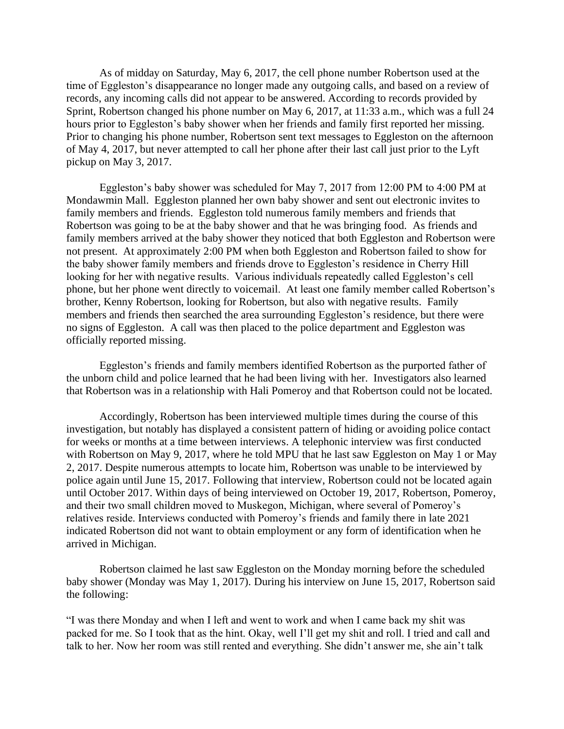As of midday on Saturday, May 6, 2017, the cell phone number Robertson used at the time of Eggleston's disappearance no longer made any outgoing calls, and based on a review of records, any incoming calls did not appear to be answered. According to records provided by Sprint, Robertson changed his phone number on May 6, 2017, at 11:33 a.m., which was a full 24 hours prior to Eggleston's baby shower when her friends and family first reported her missing. Prior to changing his phone number, Robertson sent text messages to Eggleston on the afternoon of May 4, 2017, but never attempted to call her phone after their last call just prior to the Lyft pickup on May 3, 2017.

Eggleston's baby shower was scheduled for May 7, 2017 from 12:00 PM to 4:00 PM at Mondawmin Mall. Eggleston planned her own baby shower and sent out electronic invites to family members and friends. Eggleston told numerous family members and friends that Robertson was going to be at the baby shower and that he was bringing food. As friends and family members arrived at the baby shower they noticed that both Eggleston and Robertson were not present. At approximately 2:00 PM when both Eggleston and Robertson failed to show for the baby shower family members and friends drove to Eggleston's residence in Cherry Hill looking for her with negative results. Various individuals repeatedly called Eggleston's cell phone, but her phone went directly to voicemail. At least one family member called Robertson's brother, Kenny Robertson, looking for Robertson, but also with negative results. Family members and friends then searched the area surrounding Eggleston's residence, but there were no signs of Eggleston. A call was then placed to the police department and Eggleston was officially reported missing.

Eggleston's friends and family members identified Robertson as the purported father of the unborn child and police learned that he had been living with her. Investigators also learned that Robertson was in a relationship with Hali Pomeroy and that Robertson could not be located.

Accordingly, Robertson has been interviewed multiple times during the course of this investigation, but notably has displayed a consistent pattern of hiding or avoiding police contact for weeks or months at a time between interviews. A telephonic interview was first conducted with Robertson on May 9, 2017, where he told MPU that he last saw Eggleston on May 1 or May 2, 2017. Despite numerous attempts to locate him, Robertson was unable to be interviewed by police again until June 15, 2017. Following that interview, Robertson could not be located again until October 2017. Within days of being interviewed on October 19, 2017, Robertson, Pomeroy, and their two small children moved to Muskegon, Michigan, where several of Pomeroy's relatives reside. Interviews conducted with Pomeroy's friends and family there in late 2021 indicated Robertson did not want to obtain employment or any form of identification when he arrived in Michigan.

Robertson claimed he last saw Eggleston on the Monday morning before the scheduled baby shower (Monday was May 1, 2017). During his interview on June 15, 2017, Robertson said the following:

"I was there Monday and when I left and went to work and when I came back my shit was packed for me. So I took that as the hint. Okay, well I'll get my shit and roll. I tried and call and talk to her. Now her room was still rented and everything. She didn't answer me, she ain't talk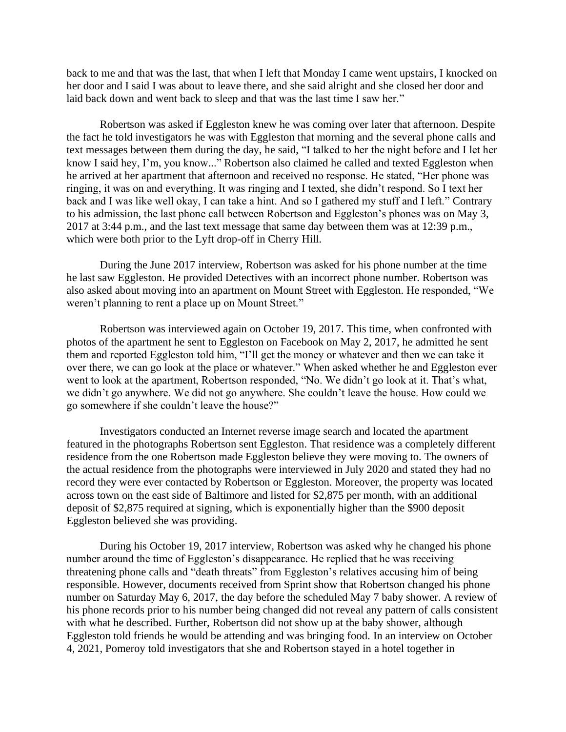back to me and that was the last, that when I left that Monday I came went upstairs, I knocked on her door and I said I was about to leave there, and she said alright and she closed her door and laid back down and went back to sleep and that was the last time I saw her."

Robertson was asked if Eggleston knew he was coming over later that afternoon. Despite the fact he told investigators he was with Eggleston that morning and the several phone calls and text messages between them during the day, he said, "I talked to her the night before and I let her know I said hey, I'm, you know..." Robertson also claimed he called and texted Eggleston when he arrived at her apartment that afternoon and received no response. He stated, "Her phone was ringing, it was on and everything. It was ringing and I texted, she didn't respond. So I text her back and I was like well okay, I can take a hint. And so I gathered my stuff and I left." Contrary to his admission, the last phone call between Robertson and Eggleston's phones was on May 3, 2017 at 3:44 p.m., and the last text message that same day between them was at 12:39 p.m., which were both prior to the Lyft drop-off in Cherry Hill.

During the June 2017 interview, Robertson was asked for his phone number at the time he last saw Eggleston. He provided Detectives with an incorrect phone number. Robertson was also asked about moving into an apartment on Mount Street with Eggleston. He responded, "We weren't planning to rent a place up on Mount Street."

Robertson was interviewed again on October 19, 2017. This time, when confronted with photos of the apartment he sent to Eggleston on Facebook on May 2, 2017, he admitted he sent them and reported Eggleston told him, "I'll get the money or whatever and then we can take it over there, we can go look at the place or whatever." When asked whether he and Eggleston ever went to look at the apartment, Robertson responded, "No. We didn't go look at it. That's what, we didn't go anywhere. We did not go anywhere. She couldn't leave the house. How could we go somewhere if she couldn't leave the house?"

Investigators conducted an Internet reverse image search and located the apartment featured in the photographs Robertson sent Eggleston. That residence was a completely different residence from the one Robertson made Eggleston believe they were moving to. The owners of the actual residence from the photographs were interviewed in July 2020 and stated they had no record they were ever contacted by Robertson or Eggleston. Moreover, the property was located across town on the east side of Baltimore and listed for $2,875 per month, with an additional deposit of $2,875 required at signing, which is exponentially higher than the $900 deposit Eggleston believed she was providing.

During his October 19, 2017 interview, Robertson was asked why he changed his phone number around the time of Eggleston's disappearance. He replied that he was receiving threatening phone calls and "death threats" from Eggleston's relatives accusing him of being responsible. However, documents received from Sprint show that Robertson changed his phone number on Saturday May 6, 2017, the day before the scheduled May 7 baby shower. A review of his phone records prior to his number being changed did not reveal any pattern of calls consistent with what he described. Further, Robertson did not show up at the baby shower, although Eggleston told friends he would be attending and was bringing food. In an interview on October 4, 2021, Pomeroy told investigators that she and Robertson stayed in a hotel together in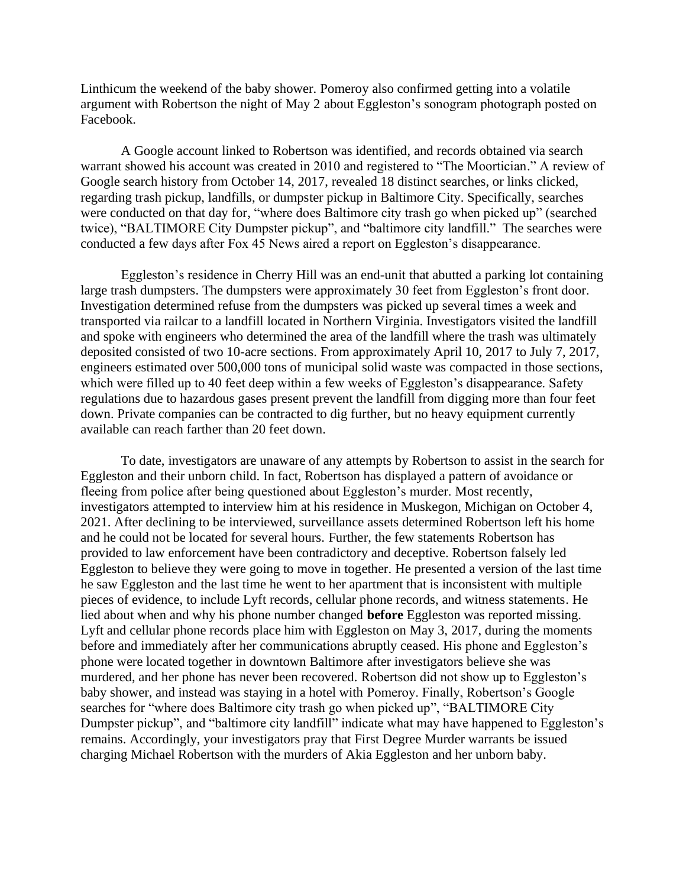Linthicum the weekend of the baby shower. Pomeroy also confirmed getting into a volatile argument with Robertson the night of May 2 about Eggleston's sonogram photograph posted on Facebook.

A Google account linked to Robertson was identified, and records obtained via search warrant showed his account was created in 2010 and registered to "The Moortician." A review of Google search history from October 14, 2017, revealed 18 distinct searches, or links clicked, regarding trash pickup, landfills, or dumpster pickup in Baltimore City. Specifically, searches were conducted on that day for, "where does Baltimore city trash go when picked up" (searched twice), "BALTIMORE City Dumpster pickup", and "baltimore city landfill." The searches were conducted a few days after Fox 45 News aired a report on Eggleston's disappearance.

Eggleston's residence in Cherry Hill was an end-unit that abutted a parking lot containing large trash dumpsters. The dumpsters were approximately 30 feet from Eggleston's front door. Investigation determined refuse from the dumpsters was picked up several times a week and transported via railcar to a landfill located in Northern Virginia. Investigators visited the landfill and spoke with engineers who determined the area of the landfill where the trash was ultimately deposited consisted of two 10-acre sections. From approximately April 10, 2017 to July 7, 2017, engineers estimated over 500,000 tons of municipal solid waste was compacted in those sections, which were filled up to 40 feet deep within a few weeks of Eggleston's disappearance. Safety regulations due to hazardous gases present prevent the landfill from digging more than four feet down. Private companies can be contracted to dig further, but no heavy equipment currently available can reach farther than 20 feet down.

To date, investigators are unaware of any attempts by Robertson to assist in the search for Eggleston and their unborn child. In fact, Robertson has displayed a pattern of avoidance or fleeing from police after being questioned about Eggleston's murder. Most recently, investigators attempted to interview him at his residence in Muskegon, Michigan on October 4, 2021. After declining to be interviewed, surveillance assets determined Robertson left his home and he could not be located for several hours. Further, the few statements Robertson has provided to law enforcement have been contradictory and deceptive. Robertson falsely led Eggleston to believe they were going to move in together. He presented a version of the last time he saw Eggleston and the last time he went to her apartment that is inconsistent with multiple pieces of evidence, to include Lyft records, cellular phone records, and witness statements. He lied about when and why his phone number changed **before** Eggleston was reported missing. Lyft and cellular phone records place him with Eggleston on May 3, 2017, during the moments before and immediately after her communications abruptly ceased. His phone and Eggleston's phone were located together in downtown Baltimore after investigators believe she was murdered, and her phone has never been recovered. Robertson did not show up to Eggleston's baby shower, and instead was staying in a hotel with Pomeroy. Finally, Robertson's Google searches for "where does Baltimore city trash go when picked up", "BALTIMORE City Dumpster pickup", and "baltimore city landfill" indicate what may have happened to Eggleston's remains. Accordingly, your investigators pray that First Degree Murder warrants be issued charging Michael Robertson with the murders of Akia Eggleston and her unborn baby.